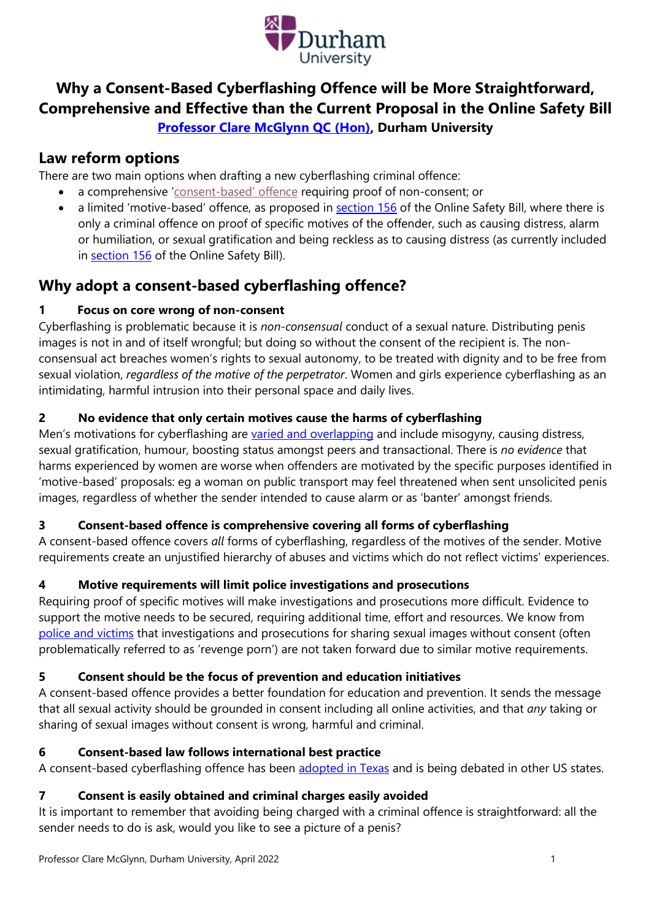Durham University

# Why a Consent-Based Cyberflashing Offence will be More Straightforward, Comprehensive and Effective than the Current Proposal in the Online Safety Bill

**Professor Clare McGlynn QC (Hon), Durham University**

## Law reform options

There are two main options when drafting a new cyberflashing criminal offence:

- a comprehensive 'consent-based' offence requiring proof of non-consent; or
- a limited 'motive-based' offence, as proposed in section 156 of the Online Safety Bill, where there is only a criminal offence on proof of specific motives of the offender, such as causing distress, alarm or humiliation, or sexual gratification and being reckless as to causing distress (as currently included in section 156 of the Online Safety Bill).

## Why adopt a consent-based cyberflashing offence?

### 1 Focus on core wrong of non-consent

Cyberflashing is problematic because it is *non-consensual* conduct of a sexual nature. Distributing penis images is not in and of itself wrongful; but doing so without the consent of the recipient is. The non-consensual act breaches women's rights to sexual autonomy, to be treated with dignity and to be free from sexual violation, *regardless of the motive of the perpetrator*. Women and girls experience cyberflashing as an intimidating, harmful intrusion into their personal space and daily lives.

### 2 No evidence that only certain motives cause the harms of cyberflashing

Men's motivations for cyberflashing are varied and overlapping and include misogyny, causing distress, sexual gratification, humour, boosting status amongst peers and transactional. There is *no evidence* that harms experienced by women are worse when offenders are motivated by the specific purposes identified in 'motive-based' proposals: eg a woman on public transport may feel threatened when sent unsolicited penis images, regardless of whether the sender intended to cause alarm or as 'banter' amongst friends.

### 3 Consent-based offence is comprehensive covering all forms of cyberflashing

A consent-based offence covers *all* forms of cyberflashing, regardless of the motives of the sender. Motive requirements create an unjustified hierarchy of abuses and victims which do not reflect victims' experiences.

### 4 Motive requirements will limit police investigations and prosecutions

Requiring proof of specific motives will make investigations and prosecutions more difficult. Evidence to support the motive needs to be secured, requiring additional time, effort and resources. We know from police and victims that investigations and prosecutions for sharing sexual images without consent (often problematically referred to as 'revenge porn') are not taken forward due to similar motive requirements.

### 5 Consent should be the focus of prevention and education initiatives

A consent-based offence provides a better foundation for education and prevention. It sends the message that all sexual activity should be grounded in consent including all online activities, and that *any* taking or sharing of sexual images without consent is wrong, harmful and criminal.

### 6 Consent-based law follows international best practice

A consent-based cyberflashing offence has been adopted in Texas and is being debated in other US states.

### 7 Consent is easily obtained and criminal charges easily avoided

It is important to remember that avoiding being charged with a criminal offence is straightforward: all the sender needs to do is ask, would you like to see a picture of a penis?

Professor Clare McGlynn, Durham University, April 2022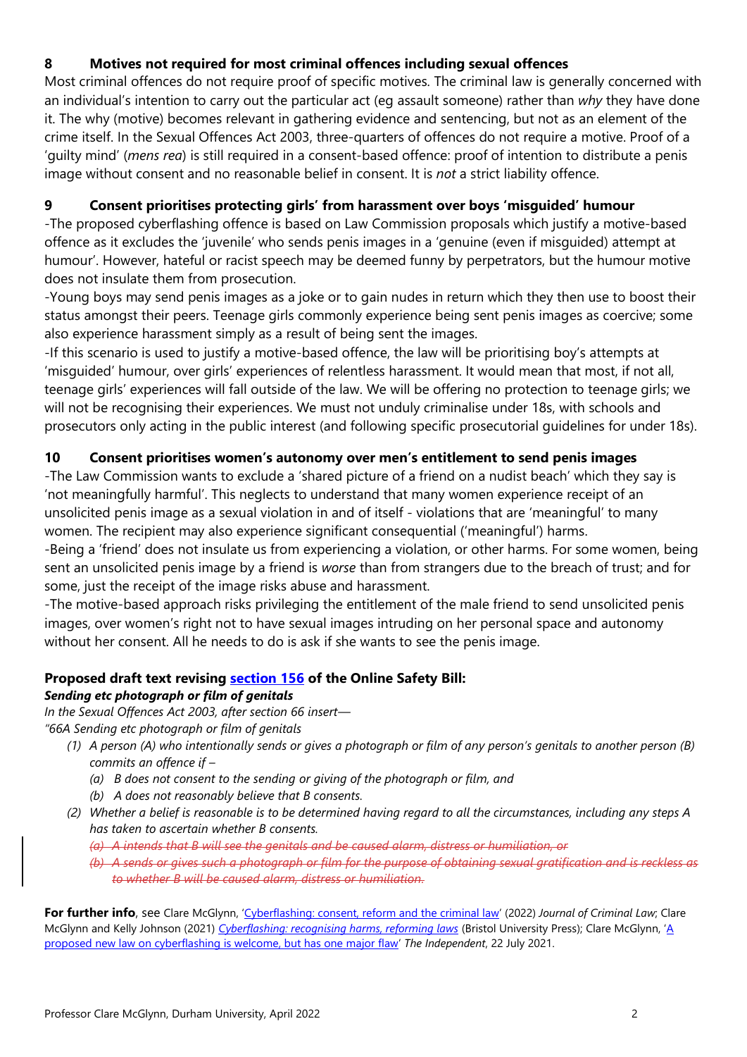## 8 Motives not required for most criminal offences including sexual offences

Most criminal offences do not require proof of specific motives. The criminal law is generally concerned with an individual's intention to carry out the particular act (eg assault someone) rather than *why* they have done it. The why (motive) becomes relevant in gathering evidence and sentencing, but not as an element of the crime itself. In the Sexual Offences Act 2003, three-quarters of offences do not require a motive. Proof of a 'guilty mind' (*mens rea*) is still required in a consent-based offence: proof of intention to distribute a penis image without consent and no reasonable belief in consent. It is *not* a strict liability offence.

## 9 Consent prioritises protecting girls' from harassment over boys 'misguided' humour

-The proposed cyberflashing offence is based on Law Commission proposals which justify a motive-based offence as it excludes the 'juvenile' who sends penis images in a 'genuine (even if misguided) attempt at humour'. However, hateful or racist speech may be deemed funny by perpetrators, but the humour motive does not insulate them from prosecution.

-Young boys may send penis images as a joke or to gain nudes in return which they then use to boost their status amongst their peers. Teenage girls commonly experience being sent penis images as coercive; some also experience harassment simply as a result of being sent the images.

-If this scenario is used to justify a motive-based offence, the law will be prioritising boy's attempts at 'misguided' humour, over girls' experiences of relentless harassment. It would mean that most, if not all, teenage girls' experiences will fall outside of the law. We will be offering no protection to teenage girls; we will not be recognising their experiences. We must not unduly criminalise under 18s, with schools and prosecutors only acting in the public interest (and following specific prosecutorial guidelines for under 18s).

## 10 Consent prioritises women's autonomy over men's entitlement to send penis images

-The Law Commission wants to exclude a 'shared picture of a friend on a nudist beach' which they say is 'not meaningfully harmful'. This neglects to understand that many women experience receipt of an unsolicited penis image as a sexual violation in and of itself - violations that are 'meaningful' to many women. The recipient may also experience significant consequential ('meaningful') harms.

-Being a 'friend' does not insulate us from experiencing a violation, or other harms. For some women, being sent an unsolicited penis image by a friend is *worse* than from strangers due to the breach of trust; and for some, just the receipt of the image risks abuse and harassment.

-The motive-based approach risks privileging the entitlement of the male friend to send unsolicited penis images, over women's right not to have sexual images intruding on her personal space and autonomy without her consent. All he needs to do is ask if she wants to see the penis image.

### Proposed draft text revising section 156 of the Online Safety Bill:

***Sending etc photograph or film of genitals***

*In the Sexual Offences Act 2003, after section 66 insert—*

*"66A Sending etc photograph or film of genitals*

*(1) A person (A) who intentionally sends or gives a photograph or film of any person's genitals to another person (B) commits an offence if –*

*(a) B does not consent to the sending or giving of the photograph or film, and*

*(b) A does not reasonably believe that B consents.*

*(2) Whether a belief is reasonable is to be determined having regard to all the circumstances, including any steps A has taken to ascertain whether B consents.*

~~*(a) A intends that B will see the genitals and be caused alarm, distress or humiliation, or*~~

~~*(b) A sends or gives such a photograph or film for the purpose of obtaining sexual gratification and is reckless as to whether B will be caused alarm, distress or humiliation.*~~

**For further info**, see Clare McGlynn, 'Cyberflashing: consent, reform and the criminal law' (2022) *Journal of Criminal Law*; Clare McGlynn and Kelly Johnson (2021) *Cyberflashing: recognising harms, reforming laws* (Bristol University Press); Clare McGlynn, 'A proposed new law on cyberflashing is welcome, but has one major flaw' *The Independent*, 22 July 2021.

Professor Clare McGlynn, Durham University, April 2022